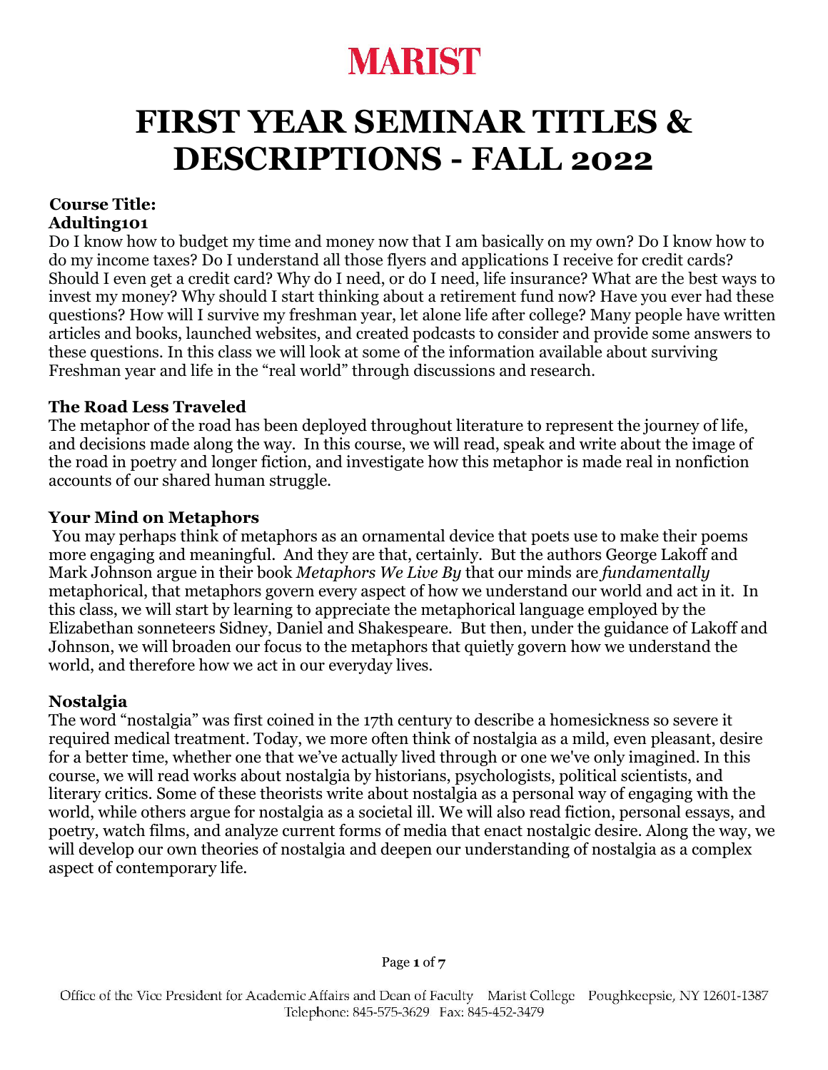# MARIST

# FIRST YEAR SEMINAR TITLES & DESCRIPTIONS - FALL 2022

**Course Title:**

### Adulting101

Do I know how to budget my time and money now that I am basically on my own? Do I know how to do my income taxes? Do I understand all those flyers and applications I receive for credit cards? Should I even get a credit card? Why do I need, or do I need, life insurance? What are the best ways to invest my money? Why should I start thinking about a retirement fund now? Have you ever had these questions? How will I survive my freshman year, let alone life after college? Many people have written articles and books, launched websites, and created podcasts to consider and provide some answers to these questions. In this class we will look at some of the information available about surviving Freshman year and life in the "real world" through discussions and research.

### The Road Less Traveled

The metaphor of the road has been deployed throughout literature to represent the journey of life, and decisions made along the way. In this course, we will read, speak and write about the image of the road in poetry and longer fiction, and investigate how this metaphor is made real in nonfiction accounts of our shared human struggle.

### Your Mind on Metaphors

You may perhaps think of metaphors as an ornamental device that poets use to make their poems more engaging and meaningful. And they are that, certainly. But the authors George Lakoff and Mark Johnson argue in their book *Metaphors We Live By* that our minds are *fundamentally* metaphorical, that metaphors govern every aspect of how we understand our world and act in it. In this class, we will start by learning to appreciate the metaphorical language employed by the Elizabethan sonneteers Sidney, Daniel and Shakespeare. But then, under the guidance of Lakoff and Johnson, we will broaden our focus to the metaphors that quietly govern how we understand the world, and therefore how we act in our everyday lives.

### Nostalgia

The word "nostalgia" was first coined in the 17th century to describe a homesickness so severe it required medical treatment. Today, we more often think of nostalgia as a mild, even pleasant, desire for a better time, whether one that we've actually lived through or one we've only imagined. In this course, we will read works about nostalgia by historians, psychologists, political scientists, and literary critics. Some of these theorists write about nostalgia as a personal way of engaging with the world, while others argue for nostalgia as a societal ill. We will also read fiction, personal essays, and poetry, watch films, and analyze current forms of media that enact nostalgic desire. Along the way, we will develop our own theories of nostalgia and deepen our understanding of nostalgia as a complex aspect of contemporary life.

Office of the Vice President for Academic Affairs and Dean of Faculty   Marist College   Poughkeepsie, NY 12601-1387
Telephone: 845-575-3629   Fax: 845-452-3479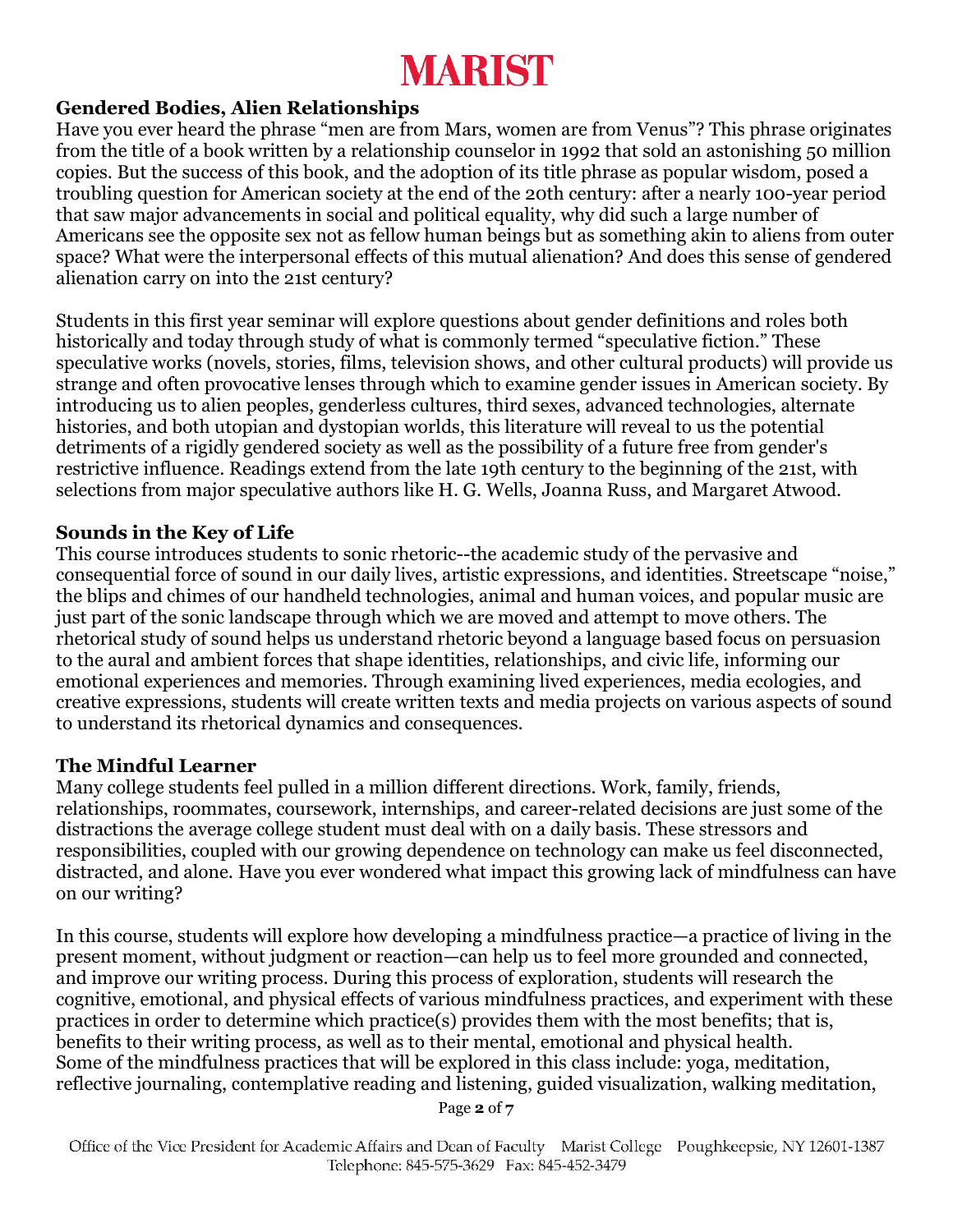### Gendered Bodies, Alien Relationships

Have you ever heard the phrase "men are from Mars, women are from Venus"? This phrase originates from the title of a book written by a relationship counselor in 1992 that sold an astonishing 50 million copies. But the success of this book, and the adoption of its title phrase as popular wisdom, posed a troubling question for American society at the end of the 20th century: after a nearly 100-year period that saw major advancements in social and political equality, why did such a large number of Americans see the opposite sex not as fellow human beings but as something akin to aliens from outer space? What were the interpersonal effects of this mutual alienation? And does this sense of gendered alienation carry on into the 21st century?

Students in this first year seminar will explore questions about gender definitions and roles both historically and today through study of what is commonly termed "speculative fiction." These speculative works (novels, stories, films, television shows, and other cultural products) will provide us strange and often provocative lenses through which to examine gender issues in American society. By introducing us to alien peoples, genderless cultures, third sexes, advanced technologies, alternate histories, and both utopian and dystopian worlds, this literature will reveal to us the potential detriments of a rigidly gendered society as well as the possibility of a future free from gender's restrictive influence. Readings extend from the late 19th century to the beginning of the 21st, with selections from major speculative authors like H. G. Wells, Joanna Russ, and Margaret Atwood.

### Sounds in the Key of Life

This course introduces students to sonic rhetoric--the academic study of the pervasive and consequential force of sound in our daily lives, artistic expressions, and identities. Streetscape "noise," the blips and chimes of our handheld technologies, animal and human voices, and popular music are just part of the sonic landscape through which we are moved and attempt to move others. The rhetorical study of sound helps us understand rhetoric beyond a language based focus on persuasion to the aural and ambient forces that shape identities, relationships, and civic life, informing our emotional experiences and memories. Through examining lived experiences, media ecologies, and creative expressions, students will create written texts and media projects on various aspects of sound to understand its rhetorical dynamics and consequences.

### The Mindful Learner

Many college students feel pulled in a million different directions. Work, family, friends, relationships, roommates, coursework, internships, and career-related decisions are just some of the distractions the average college student must deal with on a daily basis. These stressors and responsibilities, coupled with our growing dependence on technology can make us feel disconnected, distracted, and alone. Have you ever wondered what impact this growing lack of mindfulness can have on our writing?

In this course, students will explore how developing a mindfulness practice—a practice of living in the present moment, without judgment or reaction—can help us to feel more grounded and connected, and improve our writing process. During this process of exploration, students will research the cognitive, emotional, and physical effects of various mindfulness practices, and experiment with these practices in order to determine which practice(s) provides them with the most benefits; that is, benefits to their writing process, as well as to their mental, emotional and physical health. Some of the mindfulness practices that will be explored in this class include: yoga, meditation, reflective journaling, contemplative reading and listening, guided visualization, walking meditation,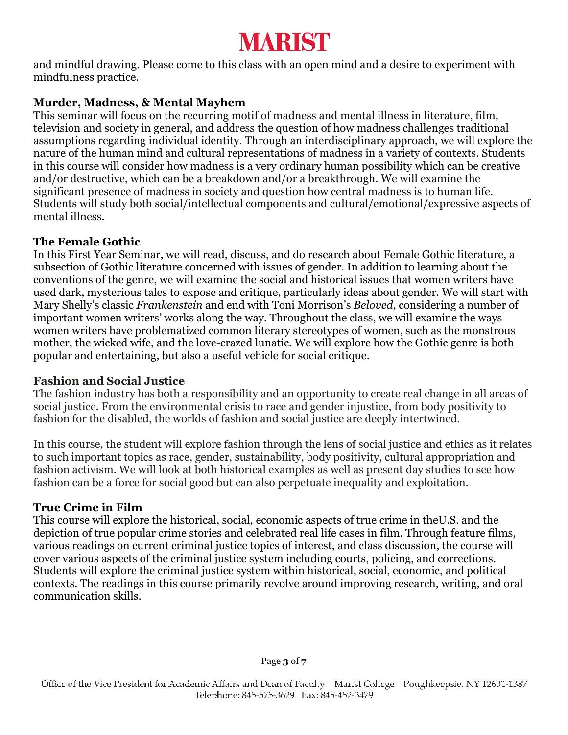and mindful drawing. Please come to this class with an open mind and a desire to experiment with mindfulness practice.

**Murder, Madness, & Mental Mayhem**

This seminar will focus on the recurring motif of madness and mental illness in literature, film, television and society in general, and address the question of how madness challenges traditional assumptions regarding individual identity. Through an interdisciplinary approach, we will explore the nature of the human mind and cultural representations of madness in a variety of contexts. Students in this course will consider how madness is a very ordinary human possibility which can be creative and/or destructive, which can be a breakdown and/or a breakthrough. We will examine the significant presence of madness in society and question how central madness is to human life. Students will study both social/intellectual components and cultural/emotional/expressive aspects of mental illness.

**The Female Gothic**

In this First Year Seminar, we will read, discuss, and do research about Female Gothic literature, a subsection of Gothic literature concerned with issues of gender. In addition to learning about the conventions of the genre, we will examine the social and historical issues that women writers have used dark, mysterious tales to expose and critique, particularly ideas about gender. We will start with Mary Shelly's classic *Frankenstein* and end with Toni Morrison's *Beloved*, considering a number of important women writers' works along the way. Throughout the class, we will examine the ways women writers have problematized common literary stereotypes of women, such as the monstrous mother, the wicked wife, and the love-crazed lunatic. We will explore how the Gothic genre is both popular and entertaining, but also a useful vehicle for social critique.

**Fashion and Social Justice**

The fashion industry has both a responsibility and an opportunity to create real change in all areas of social justice. From the environmental crisis to race and gender injustice, from body positivity to fashion for the disabled, the worlds of fashion and social justice are deeply intertwined.

In this course, the student will explore fashion through the lens of social justice and ethics as it relates to such important topics as race, gender, sustainability, body positivity, cultural appropriation and fashion activism. We will look at both historical examples as well as present day studies to see how fashion can be a force for social good but can also perpetuate inequality and exploitation.

**True Crime in Film**

This course will explore the historical, social, economic aspects of true crime in theU.S. and the depiction of true popular crime stories and celebrated real life cases in film. Through feature films, various readings on current criminal justice topics of interest, and class discussion, the course will cover various aspects of the criminal justice system including courts, policing, and corrections. Students will explore the criminal justice system within historical, social, economic, and political contexts. The readings in this course primarily revolve around improving research, writing, and oral communication skills.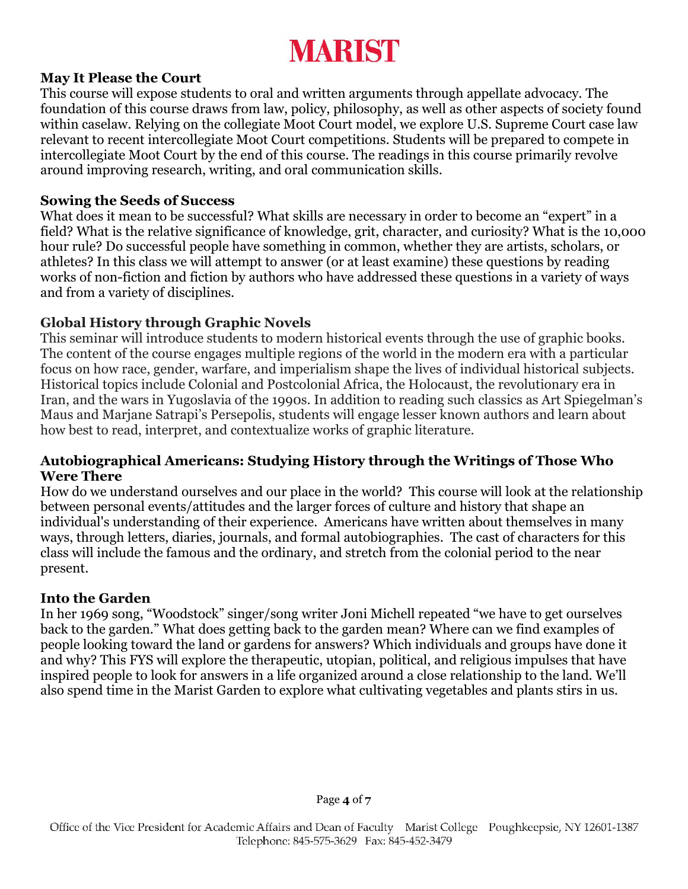**May It Please the Court**

This course will expose students to oral and written arguments through appellate advocacy. The foundation of this course draws from law, policy, philosophy, as well as other aspects of society found within caselaw. Relying on the collegiate Moot Court model, we explore U.S. Supreme Court case law relevant to recent intercollegiate Moot Court competitions. Students will be prepared to compete in intercollegiate Moot Court by the end of this course. The readings in this course primarily revolve around improving research, writing, and oral communication skills.

**Sowing the Seeds of Success**

What does it mean to be successful? What skills are necessary in order to become an "expert" in a field? What is the relative significance of knowledge, grit, character, and curiosity? What is the 10,000 hour rule? Do successful people have something in common, whether they are artists, scholars, or athletes? In this class we will attempt to answer (or at least examine) these questions by reading works of non-fiction and fiction by authors who have addressed these questions in a variety of ways and from a variety of disciplines.

**Global History through Graphic Novels**

This seminar will introduce students to modern historical events through the use of graphic books. The content of the course engages multiple regions of the world in the modern era with a particular focus on how race, gender, warfare, and imperialism shape the lives of individual historical subjects. Historical topics include Colonial and Postcolonial Africa, the Holocaust, the revolutionary era in Iran, and the wars in Yugoslavia of the 1990s. In addition to reading such classics as Art Spiegelman's Maus and Marjane Satrapi's Persepolis, students will engage lesser known authors and learn about how best to read, interpret, and contextualize works of graphic literature.

**Autobiographical Americans: Studying History through the Writings of Those Who Were There**

How do we understand ourselves and our place in the world? This course will look at the relationship between personal events/attitudes and the larger forces of culture and history that shape an individual's understanding of their experience. Americans have written about themselves in many ways, through letters, diaries, journals, and formal autobiographies. The cast of characters for this class will include the famous and the ordinary, and stretch from the colonial period to the near present.

**Into the Garden**

In her 1969 song, "Woodstock" singer/song writer Joni Michell repeated "we have to get ourselves back to the garden." What does getting back to the garden mean? Where can we find examples of people looking toward the land or gardens for answers? Which individuals and groups have done it and why? This FYS will explore the therapeutic, utopian, political, and religious impulses that have inspired people to look for answers in a life organized around a close relationship to the land. We'll also spend time in the Marist Garden to explore what cultivating vegetables and plants stirs in us.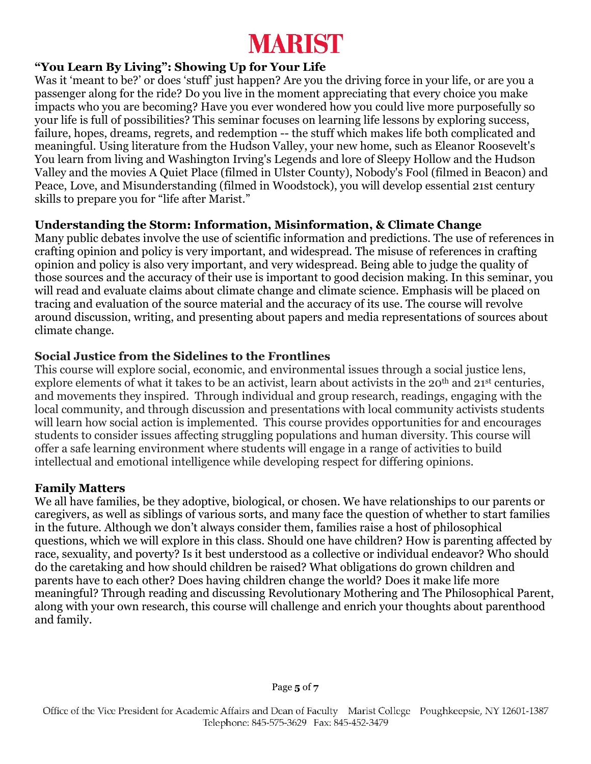**“You Learn By Living”: Showing Up for Your Life**

Was it ‘meant to be?’ or does ‘stuff’ just happen? Are you the driving force in your life, or are you a passenger along for the ride? Do you live in the moment appreciating that every choice you make impacts who you are becoming? Have you ever wondered how you could live more purposefully so your life is full of possibilities? This seminar focuses on learning life lessons by exploring success, failure, hopes, dreams, regrets, and redemption -- the stuff which makes life both complicated and meaningful. Using literature from the Hudson Valley, your new home, such as Eleanor Roosevelt's You learn from living and Washington Irving's Legends and lore of Sleepy Hollow and the Hudson Valley and the movies A Quiet Place (filmed in Ulster County), Nobody's Fool (filmed in Beacon) and Peace, Love, and Misunderstanding (filmed in Woodstock), you will develop essential 21st century skills to prepare you for “life after Marist.”

**Understanding the Storm: Information, Misinformation, & Climate Change**

Many public debates involve the use of scientific information and predictions. The use of references in crafting opinion and policy is very important, and widespread. The misuse of references in crafting opinion and policy is also very important, and very widespread. Being able to judge the quality of those sources and the accuracy of their use is important to good decision making. In this seminar, you will read and evaluate claims about climate change and climate science. Emphasis will be placed on tracing and evaluation of the source material and the accuracy of its use. The course will revolve around discussion, writing, and presenting about papers and media representations of sources about climate change.

**Social Justice from the Sidelines to the Frontlines**

This course will explore social, economic, and environmental issues through a social justice lens, explore elements of what it takes to be an activist, learn about activists in the 20th and 21st centuries, and movements they inspired. Through individual and group research, readings, engaging with the local community, and through discussion and presentations with local community activists students will learn how social action is implemented. This course provides opportunities for and encourages students to consider issues affecting struggling populations and human diversity. This course will offer a safe learning environment where students will engage in a range of activities to build intellectual and emotional intelligence while developing respect for differing opinions.

**Family Matters**

We all have families, be they adoptive, biological, or chosen. We have relationships to our parents or caregivers, as well as siblings of various sorts, and many face the question of whether to start families in the future. Although we don’t always consider them, families raise a host of philosophical questions, which we will explore in this class. Should one have children? How is parenting affected by race, sexuality, and poverty? Is it best understood as a collective or individual endeavor? Who should do the caretaking and how should children be raised? What obligations do grown children and parents have to each other? Does having children change the world? Does it make life more meaningful? Through reading and discussing Revolutionary Mothering and The Philosophical Parent, along with your own research, this course will challenge and enrich your thoughts about parenthood and family.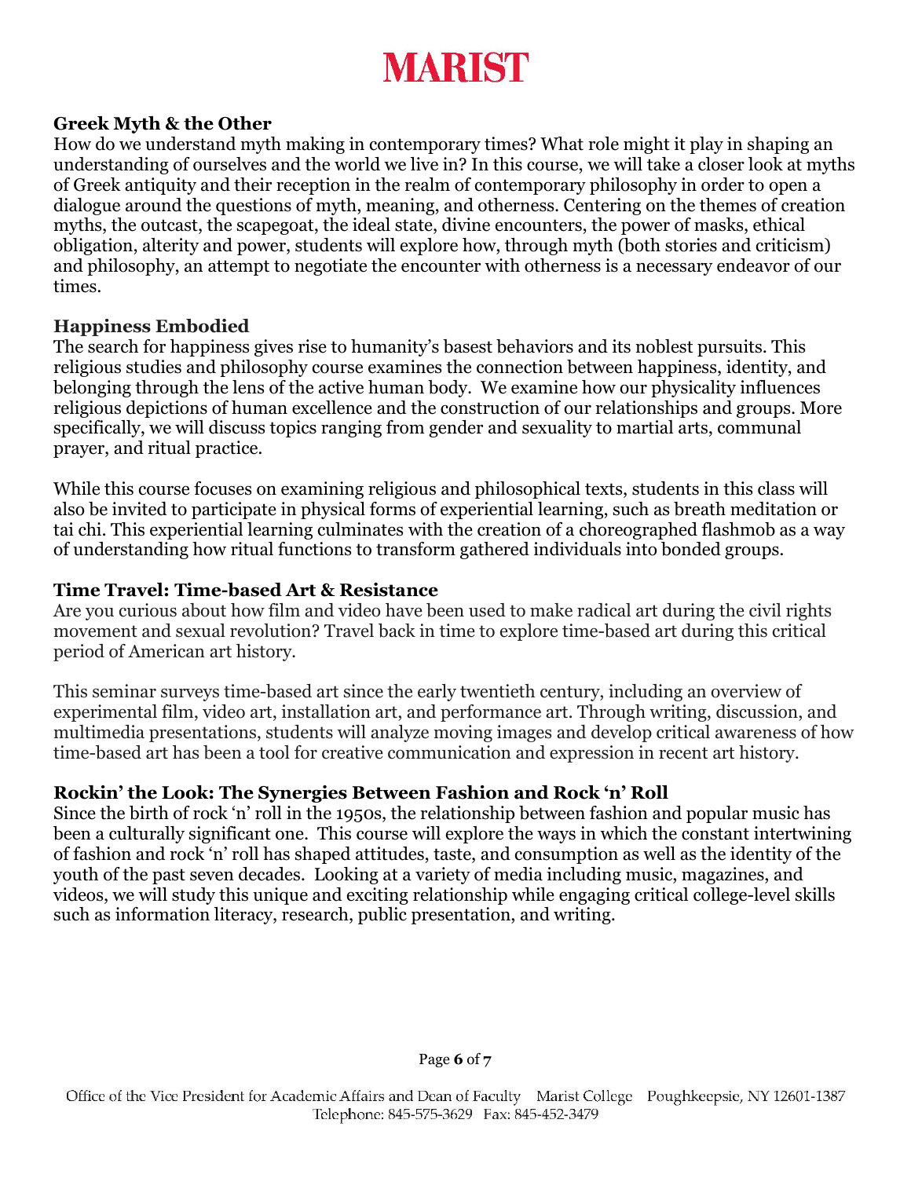### Greek Myth & the Other

How do we understand myth making in contemporary times? What role might it play in shaping an understanding of ourselves and the world we live in? In this course, we will take a closer look at myths of Greek antiquity and their reception in the realm of contemporary philosophy in order to open a dialogue around the questions of myth, meaning, and otherness. Centering on the themes of creation myths, the outcast, the scapegoat, the ideal state, divine encounters, the power of masks, ethical obligation, alterity and power, students will explore how, through myth (both stories and criticism) and philosophy, an attempt to negotiate the encounter with otherness is a necessary endeavor of our times.

### Happiness Embodied

The search for happiness gives rise to humanity's basest behaviors and its noblest pursuits. This religious studies and philosophy course examines the connection between happiness, identity, and belonging through the lens of the active human body. We examine how our physicality influences religious depictions of human excellence and the construction of our relationships and groups. More specifically, we will discuss topics ranging from gender and sexuality to martial arts, communal prayer, and ritual practice.

While this course focuses on examining religious and philosophical texts, students in this class will also be invited to participate in physical forms of experiential learning, such as breath meditation or tai chi. This experiential learning culminates with the creation of a choreographed flashmob as a way of understanding how ritual functions to transform gathered individuals into bonded groups.

### Time Travel: Time-based Art & Resistance

Are you curious about how film and video have been used to make radical art during the civil rights movement and sexual revolution? Travel back in time to explore time-based art during this critical period of American art history.

This seminar surveys time-based art since the early twentieth century, including an overview of experimental film, video art, installation art, and performance art. Through writing, discussion, and multimedia presentations, students will analyze moving images and develop critical awareness of how time-based art has been a tool for creative communication and expression in recent art history.

### Rockin' the Look: The Synergies Between Fashion and Rock 'n' Roll

Since the birth of rock 'n' roll in the 1950s, the relationship between fashion and popular music has been a culturally significant one. This course will explore the ways in which the constant intertwining of fashion and rock 'n' roll has shaped attitudes, taste, and consumption as well as the identity of the youth of the past seven decades. Looking at a variety of media including music, magazines, and videos, we will study this unique and exciting relationship while engaging critical college-level skills such as information literacy, research, public presentation, and writing.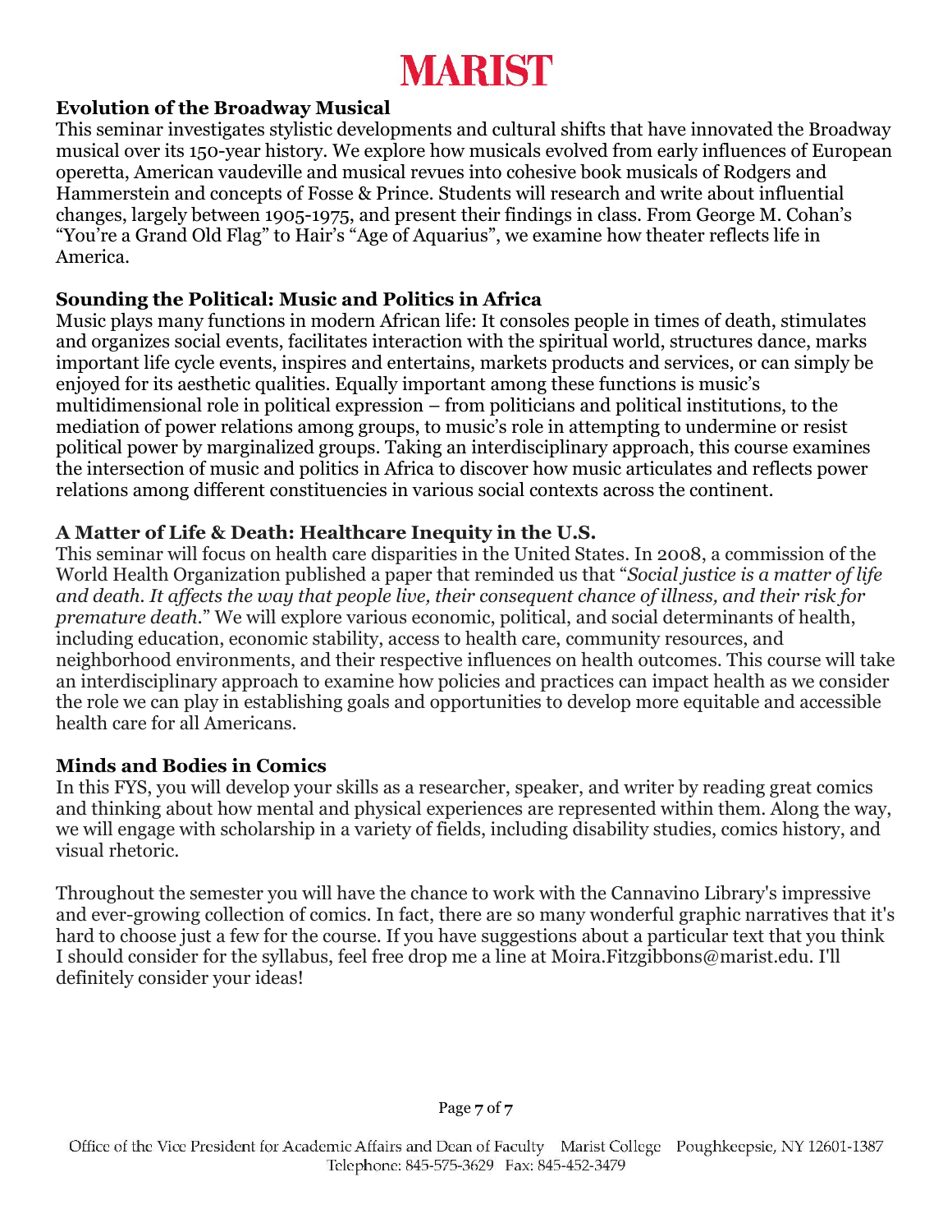## Evolution of the Broadway Musical

This seminar investigates stylistic developments and cultural shifts that have innovated the Broadway musical over its 150-year history. We explore how musicals evolved from early influences of European operetta, American vaudeville and musical revues into cohesive book musicals of Rodgers and Hammerstein and concepts of Fosse & Prince. Students will research and write about influential changes, largely between 1905-1975, and present their findings in class. From George M. Cohan's "You're a Grand Old Flag" to Hair's "Age of Aquarius", we examine how theater reflects life in America.

## Sounding the Political: Music and Politics in Africa

Music plays many functions in modern African life: It consoles people in times of death, stimulates and organizes social events, facilitates interaction with the spiritual world, structures dance, marks important life cycle events, inspires and entertains, markets products and services, or can simply be enjoyed for its aesthetic qualities. Equally important among these functions is music's multidimensional role in political expression – from politicians and political institutions, to the mediation of power relations among groups, to music's role in attempting to undermine or resist political power by marginalized groups. Taking an interdisciplinary approach, this course examines the intersection of music and politics in Africa to discover how music articulates and reflects power relations among different constituencies in various social contexts across the continent.

## A Matter of Life & Death: Healthcare Inequity in the U.S.

This seminar will focus on health care disparities in the United States. In 2008, a commission of the World Health Organization published a paper that reminded us that "*Social justice is a matter of life and death. It affects the way that people live, their consequent chance of illness, and their risk for premature death.*" We will explore various economic, political, and social determinants of health, including education, economic stability, access to health care, community resources, and neighborhood environments, and their respective influences on health outcomes. This course will take an interdisciplinary approach to examine how policies and practices can impact health as we consider the role we can play in establishing goals and opportunities to develop more equitable and accessible health care for all Americans.

## Minds and Bodies in Comics

In this FYS, you will develop your skills as a researcher, speaker, and writer by reading great comics and thinking about how mental and physical experiences are represented within them. Along the way, we will engage with scholarship in a variety of fields, including disability studies, comics history, and visual rhetoric.

Throughout the semester you will have the chance to work with the Cannavino Library's impressive and ever-growing collection of comics. In fact, there are so many wonderful graphic narratives that it's hard to choose just a few for the course. If you have suggestions about a particular text that you think I should consider for the syllabus, feel free drop me a line at Moira.Fitzgibbons@marist.edu. I'll definitely consider your ideas!